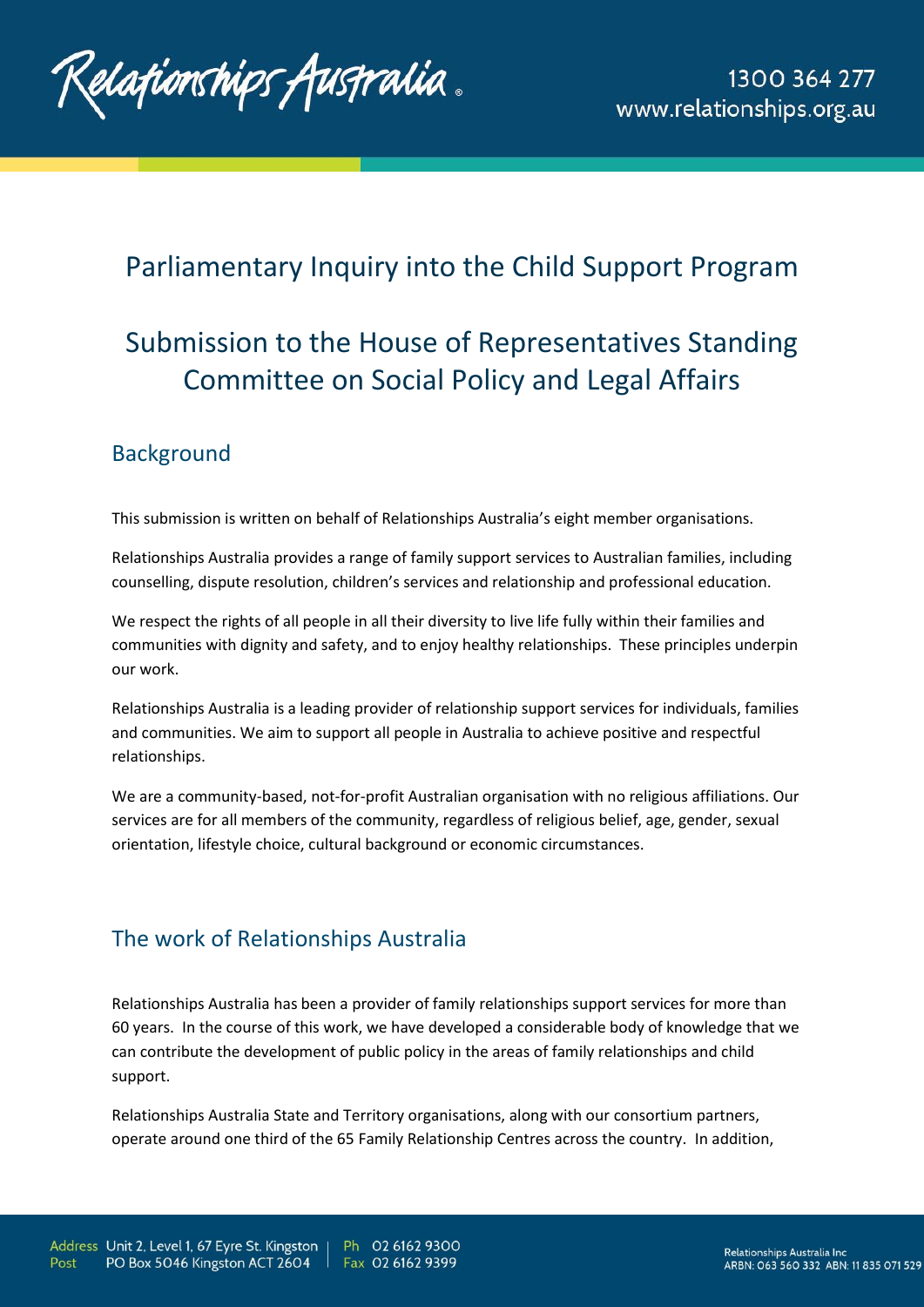# Parliamentary Inquiry into the Child Support Program

# Submission to the House of Representatives Standing Committee on Social Policy and Legal Affairs

## Background

This submission is written on behalf of Relationships Australia's eight member organisations.

Relationships Australia provides a range of family support services to Australian families, including counselling, dispute resolution, children's services and relationship and professional education.

We respect the rights of all people in all their diversity to live life fully within their families and communities with dignity and safety, and to enjoy healthy relationships. These principles underpin our work.

Relationships Australia is a leading provider of relationship support services for individuals, families and communities. We aim to support all people in Australia to achieve positive and respectful relationships.

We are a community-based, not-for-profit Australian organisation with no religious affiliations. Our services are for all members of the community, regardless of religious belief, age, gender, sexual orientation, lifestyle choice, cultural background or economic circumstances.

## The work of Relationships Australia

Relationships Australia has been a provider of family relationships support services for more than 60 years. In the course of this work, we have developed a considerable body of knowledge that we can contribute the development of public policy in the areas of family relationships and child support.

Relationships Australia State and Territory organisations, along with our consortium partners, operate around one third of the 65 Family Relationship Centres across the country. In addition,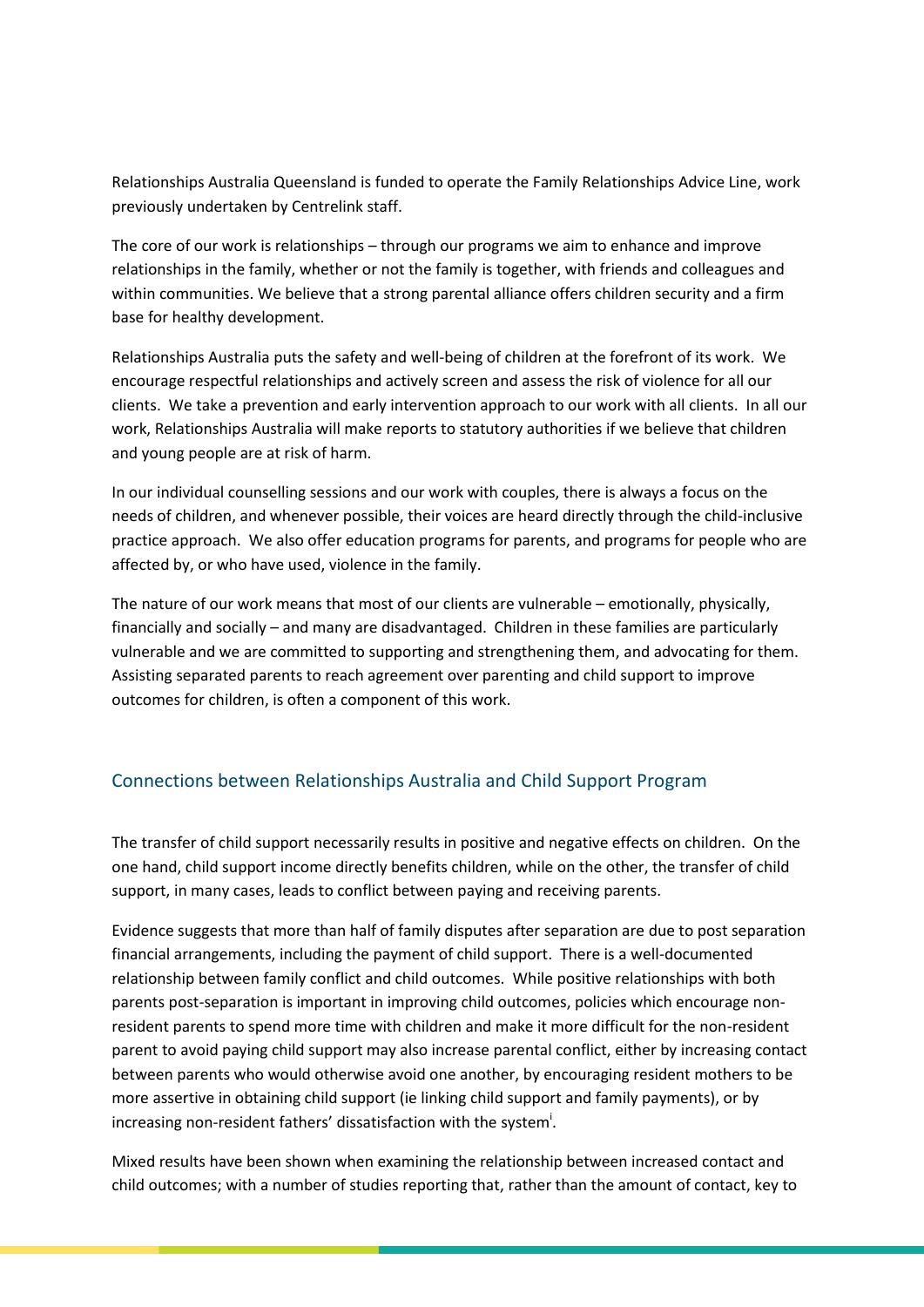Relationships Australia Queensland is funded to operate the Family Relationships Advice Line, work previously undertaken by Centrelink staff.

The core of our work is relationships – through our programs we aim to enhance and improve relationships in the family, whether or not the family is together, with friends and colleagues and within communities. We believe that a strong parental alliance offers children security and a firm base for healthy development.

Relationships Australia puts the safety and well-being of children at the forefront of its work. We encourage respectful relationships and actively screen and assess the risk of violence for all our clients. We take a prevention and early intervention approach to our work with all clients. In all our work, Relationships Australia will make reports to statutory authorities if we believe that children and young people are at risk of harm.

In our individual counselling sessions and our work with couples, there is always a focus on the needs of children, and whenever possible, their voices are heard directly through the child-inclusive practice approach. We also offer education programs for parents, and programs for people who are affected by, or who have used, violence in the family.

The nature of our work means that most of our clients are vulnerable – emotionally, physically, financially and socially – and many are disadvantaged. Children in these families are particularly vulnerable and we are committed to supporting and strengthening them, and advocating for them. Assisting separated parents to reach agreement over parenting and child support to improve outcomes for children, is often a component of this work.

## Connections between Relationships Australia and Child Support Program

The transfer of child support necessarily results in positive and negative effects on children. On the one hand, child support income directly benefits children, while on the other, the transfer of child support, in many cases, leads to conflict between paying and receiving parents.

Evidence suggests that more than half of family disputes after separation are due to post separation financial arrangements, including the payment of child support. There is a well-documented relationship between family conflict and child outcomes. While positive relationships with both parents post-separation is important in improving child outcomes, policies which encourage non-resident parents to spend more time with children and make it more difficult for the non-resident parent to avoid paying child support may also increase parental conflict, either by increasing contact between parents who would otherwise avoid one another, by encouraging resident mothers to be more assertive in obtaining child support (ie linking child support and family payments), or by increasing non-resident fathers' dissatisfaction with the system[i].

Mixed results have been shown when examining the relationship between increased contact and child outcomes; with a number of studies reporting that, rather than the amount of contact, key to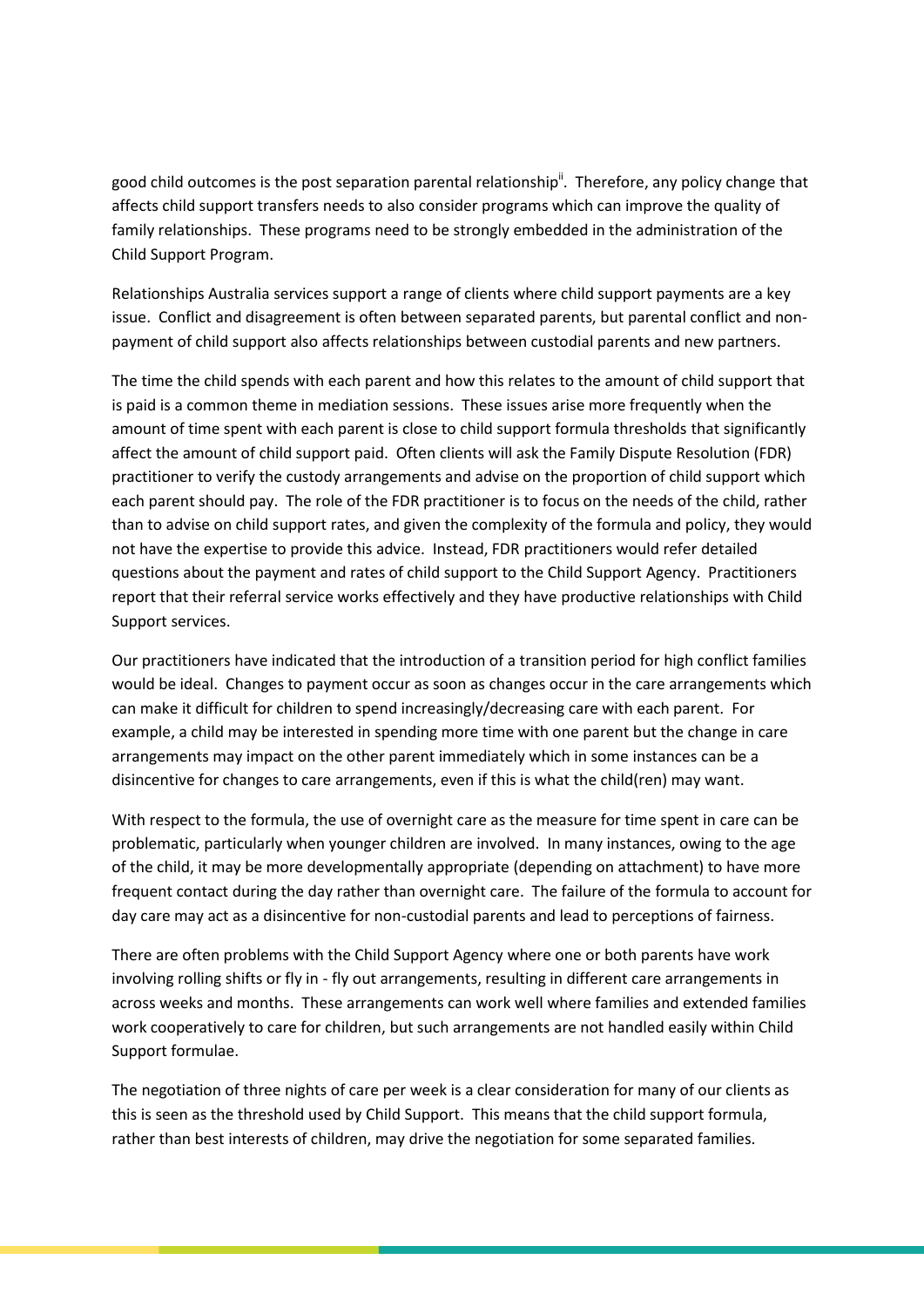good child outcomes is the post separation parental relationship[ii]. Therefore, any policy change that affects child support transfers needs to also consider programs which can improve the quality of family relationships. These programs need to be strongly embedded in the administration of the Child Support Program.

Relationships Australia services support a range of clients where child support payments are a key issue. Conflict and disagreement is often between separated parents, but parental conflict and non-payment of child support also affects relationships between custodial parents and new partners.

The time the child spends with each parent and how this relates to the amount of child support that is paid is a common theme in mediation sessions. These issues arise more frequently when the amount of time spent with each parent is close to child support formula thresholds that significantly affect the amount of child support paid. Often clients will ask the Family Dispute Resolution (FDR) practitioner to verify the custody arrangements and advise on the proportion of child support which each parent should pay. The role of the FDR practitioner is to focus on the needs of the child, rather than to advise on child support rates, and given the complexity of the formula and policy, they would not have the expertise to provide this advice. Instead, FDR practitioners would refer detailed questions about the payment and rates of child support to the Child Support Agency. Practitioners report that their referral service works effectively and they have productive relationships with Child Support services.

Our practitioners have indicated that the introduction of a transition period for high conflict families would be ideal. Changes to payment occur as soon as changes occur in the care arrangements which can make it difficult for children to spend increasingly/decreasing care with each parent. For example, a child may be interested in spending more time with one parent but the change in care arrangements may impact on the other parent immediately which in some instances can be a disincentive for changes to care arrangements, even if this is what the child(ren) may want.

With respect to the formula, the use of overnight care as the measure for time spent in care can be problematic, particularly when younger children are involved. In many instances, owing to the age of the child, it may be more developmentally appropriate (depending on attachment) to have more frequent contact during the day rather than overnight care. The failure of the formula to account for day care may act as a disincentive for non-custodial parents and lead to perceptions of fairness.

There are often problems with the Child Support Agency where one or both parents have work involving rolling shifts or fly in - fly out arrangements, resulting in different care arrangements in across weeks and months. These arrangements can work well where families and extended families work cooperatively to care for children, but such arrangements are not handled easily within Child Support formulae.

The negotiation of three nights of care per week is a clear consideration for many of our clients as this is seen as the threshold used by Child Support. This means that the child support formula, rather than best interests of children, may drive the negotiation for some separated families.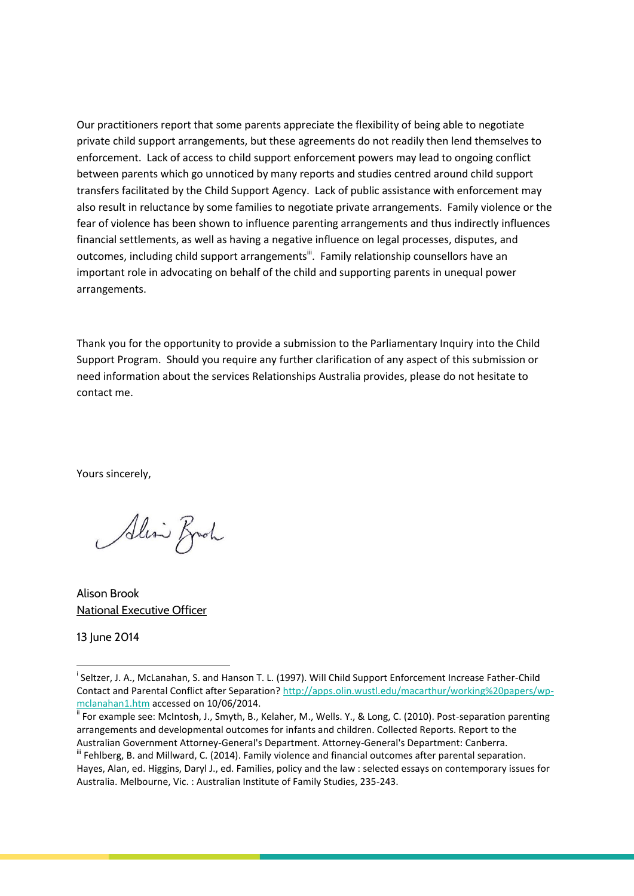Our practitioners report that some parents appreciate the flexibility of being able to negotiate private child support arrangements, but these agreements do not readily then lend themselves to enforcement. Lack of access to child support enforcement powers may lead to ongoing conflict between parents which go unnoticed by many reports and studies centred around child support transfers facilitated by the Child Support Agency. Lack of public assistance with enforcement may also result in reluctance by some families to negotiate private arrangements. Family violence or the fear of violence has been shown to influence parenting arrangements and thus indirectly influences financial settlements, as well as having a negative influence on legal processes, disputes, and outcomes, including child support arrangements[iii]. Family relationship counsellors have an important role in advocating on behalf of the child and supporting parents in unequal power arrangements.

Thank you for the opportunity to provide a submission to the Parliamentary Inquiry into the Child Support Program. Should you require any further clarification of any aspect of this submission or need information about the services Relationships Australia provides, please do not hesitate to contact me.

Yours sincerely,

Alison Brook
National Executive Officer

13 June 2014

---

[i] Seltzer, J. A., McLanahan, S. and Hanson T. L. (1997). Will Child Support Enforcement Increase Father-Child Contact and Parental Conflict after Separation? http://apps.olin.wustl.edu/macarthur/working%20papers/wp-mclanahan1.htm accessed on 10/06/2014.

[ii] For example see: McIntosh, J., Smyth, B., Kelaher, M., Wells. Y., & Long, C. (2010). Post-separation parenting arrangements and developmental outcomes for infants and children. Collected Reports. Report to the Australian Government Attorney-General's Department. Attorney-General's Department: Canberra.

[iii] Fehlberg, B. and Millward, C. (2014). Family violence and financial outcomes after parental separation. Hayes, Alan, ed. Higgins, Daryl J., ed. Families, policy and the law : selected essays on contemporary issues for Australia. Melbourne, Vic. : Australian Institute of Family Studies, 235-243.